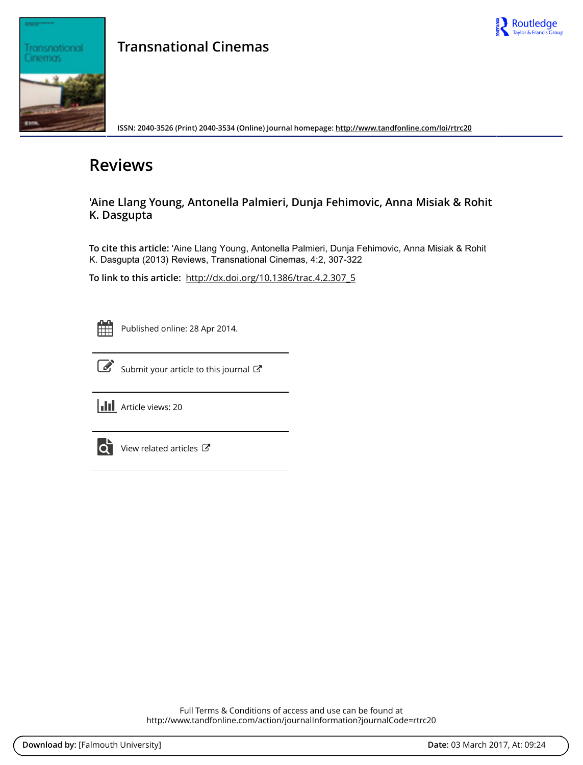# Transnational Cinemas

ISSN: 2040-3526 (Print) 2040-3534 (Online) Journal homepage: http://www.tandfonline.com/loi/rtrc20

## Reviews

### 'Aine Llang Young, Antonella Palmieri, Dunja Fehimovic, Anna Misiak & Rohit K. Dasgupta

**To cite this article:** 'Aine Llang Young, Antonella Palmieri, Dunja Fehimovic, Anna Misiak & Rohit K. Dasgupta (2013) Reviews, Transnational Cinemas, 4:2, 307-322

**To link to this article:** http://dx.doi.org/10.1386/trac.4.2.307_5

Published online: 28 Apr 2014.

Submit your article to this journal

Article views: 20

View related articles

Full Terms & Conditions of access and use can be found at
http://www.tandfonline.com/action/journalInformation?journalCode=rtrc20

**Download by:** [Falmouth University] **Date:** 03 March 2017, At: 09:24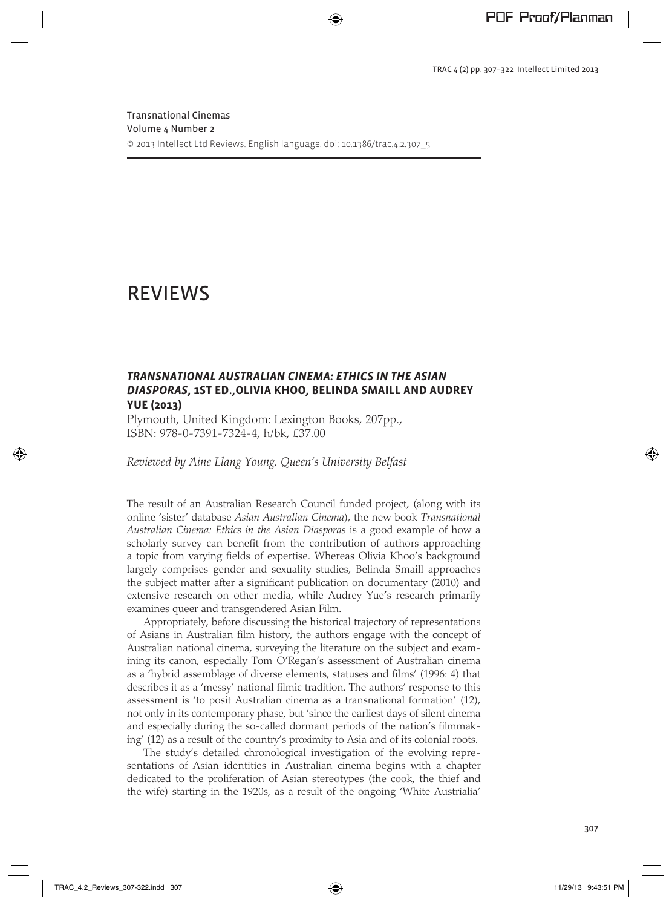Transnational Cinemas
Volume 4 Number 2
© 2013 Intellect Ltd Reviews. English language. doi: 10.1386/trac.4.2.307_5

# REVIEWS

### *TRANSNATIONAL AUSTRALIAN CINEMA: ETHICS IN THE ASIAN DIASPORAS*, 1ST ED.,OLIVIA KHOO, BELINDA SMAILL AND AUDREY YUE (2013)

Plymouth, United Kingdom: Lexington Books, 207pp., ISBN: 978-0-7391-7324-4, h/bk, £37.00

*Reviewed by Áine Llang Young, Queen's University Belfast*

The result of an Australian Research Council funded project, (along with its online 'sister' database *Asian Australian Cinema*), the new book *Transnational Australian Cinema: Ethics in the Asian Diasporas* is a good example of how a scholarly survey can benefit from the contribution of authors approaching a topic from varying fields of expertise. Whereas Olivia Khoo's background largely comprises gender and sexuality studies, Belinda Smaill approaches the subject matter after a significant publication on documentary (2010) and extensive research on other media, while Audrey Yue's research primarily examines queer and transgendered Asian Film.

Appropriately, before discussing the historical trajectory of representations of Asians in Australian film history, the authors engage with the concept of Australian national cinema, surveying the literature on the subject and examining its canon, especially Tom O'Regan's assessment of Australian cinema as a 'hybrid assemblage of diverse elements, statuses and films' (1996: 4) that describes it as a 'messy' national filmic tradition. The authors' response to this assessment is 'to posit Australian cinema as a transnational formation' (12), not only in its contemporary phase, but 'since the earliest days of silent cinema and especially during the so-called dormant periods of the nation's filmmaking' (12) as a result of the country's proximity to Asia and of its colonial roots.

The study's detailed chronological investigation of the evolving representations of Asian identities in Australian cinema begins with a chapter dedicated to the proliferation of Asian stereotypes (the cook, the thief and the wife) starting in the 1920s, as a result of the ongoing 'White Australialia'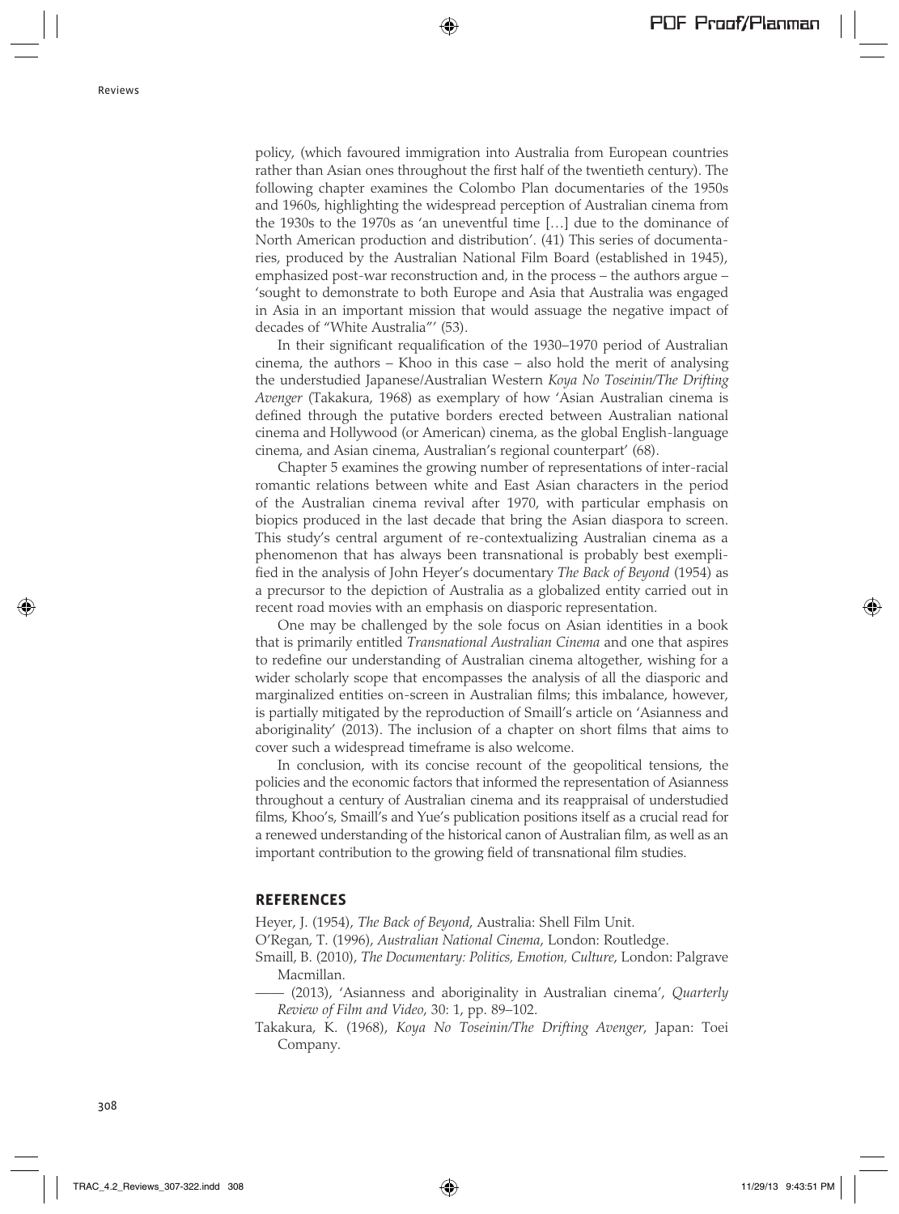policy, (which favoured immigration into Australia from European countries rather than Asian ones throughout the first half of the twentieth century). The following chapter examines the Colombo Plan documentaries of the 1950s and 1960s, highlighting the widespread perception of Australian cinema from the 1930s to the 1970s as 'an uneventful time […] due to the dominance of North American production and distribution'. (41) This series of documentaries, produced by the Australian National Film Board (established in 1945), emphasized post-war reconstruction and, in the process – the authors argue – 'sought to demonstrate to both Europe and Asia that Australia was engaged in Asia in an important mission that would assuage the negative impact of decades of "White Australia"' (53).

In their significant requalification of the 1930–1970 period of Australian cinema, the authors – Khoo in this case – also hold the merit of analysing the understudied Japanese/Australian Western *Koya No Toseinin/The Drifting Avenger* (Takakura, 1968) as exemplary of how 'Asian Australian cinema is defined through the putative borders erected between Australian national cinema and Hollywood (or American) cinema, as the global English-language cinema, and Asian cinema, Australian's regional counterpart' (68).

Chapter 5 examines the growing number of representations of inter-racial romantic relations between white and East Asian characters in the period of the Australian cinema revival after 1970, with particular emphasis on biopics produced in the last decade that bring the Asian diaspora to screen. This study's central argument of re-contextualizing Australian cinema as a phenomenon that has always been transnational is probably best exemplified in the analysis of John Heyer's documentary *The Back of Beyond* (1954) as a precursor to the depiction of Australia as a globalized entity carried out in recent road movies with an emphasis on diasporic representation.

One may be challenged by the sole focus on Asian identities in a book that is primarily entitled *Transnational Australian Cinema* and one that aspires to redefine our understanding of Australian cinema altogether, wishing for a wider scholarly scope that encompasses the analysis of all the diasporic and marginalized entities on-screen in Australian films; this imbalance, however, is partially mitigated by the reproduction of Smaill's article on 'Asianness and aboriginality' (2013). The inclusion of a chapter on short films that aims to cover such a widespread timeframe is also welcome.

In conclusion, with its concise recount of the geopolitical tensions, the policies and the economic factors that informed the representation of Asianness throughout a century of Australian cinema and its reappraisal of understudied films, Khoo's, Smaill's and Yue's publication positions itself as a crucial read for a renewed understanding of the historical canon of Australian film, as well as an important contribution to the growing field of transnational film studies.

## REFERENCES

Heyer, J. (1954), *The Back of Beyond*, Australia: Shell Film Unit.

O'Regan, T. (1996), *Australian National Cinema*, London: Routledge.

Smaill, B. (2010), *The Documentary: Politics, Emotion, Culture*, London: Palgrave Macmillan.

—— (2013), 'Asianness and aboriginality in Australian cinema', *Quarterly Review of Film and Video*, 30: 1, pp. 89–102.

Takakura, K. (1968), *Koya No Toseinin/The Drifting Avenger*, Japan: Toei Company.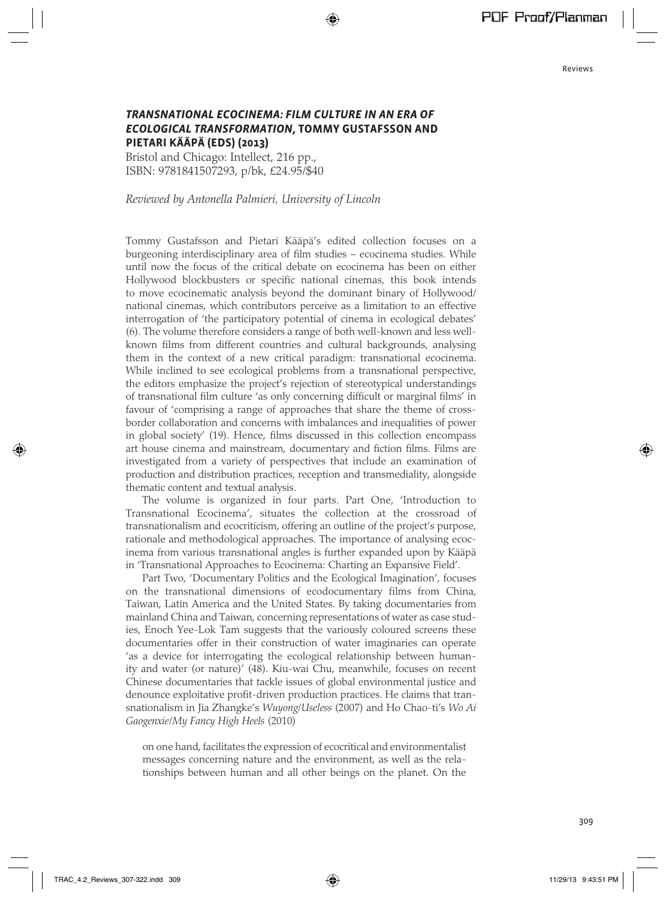### *TRANSNATIONAL ECOCINEMA: FILM CULTURE IN AN ERA OF ECOLOGICAL TRANSFORMATION*, TOMMY GUSTAFSSON AND PIETARI KÄÄPÄ (EDS) (2013)

Bristol and Chicago: Intellect, 216 pp.,
ISBN: 9781841507293, p/bk, £24.95/$40

*Reviewed by Antonella Palmieri, University of Lincoln*

Tommy Gustafsson and Pietari Kääpä's edited collection focuses on a burgeoning interdisciplinary area of film studies – ecocinema studies. While until now the focus of the critical debate on ecocinema has been on either Hollywood blockbusters or specific national cinemas, this book intends to move ecocinematic analysis beyond the dominant binary of Hollywood/national cinemas, which contributors perceive as a limitation to an effective interrogation of 'the participatory potential of cinema in ecological debates' (6). The volume therefore considers a range of both well-known and less well-known films from different countries and cultural backgrounds, analysing them in the context of a new critical paradigm: transnational ecocinema. While inclined to see ecological problems from a transnational perspective, the editors emphasize the project's rejection of stereotypical understandings of transnational film culture 'as only concerning difficult or marginal films' in favour of 'comprising a range of approaches that share the theme of cross-border collaboration and concerns with imbalances and inequalities of power in global society' (19). Hence, films discussed in this collection encompass art house cinema and mainstream, documentary and fiction films. Films are investigated from a variety of perspectives that include an examination of production and distribution practices, reception and transmediality, alongside thematic content and textual analysis.

The volume is organized in four parts. Part One, 'Introduction to Transnational Ecocinema', situates the collection at the crossroad of transnationalism and ecocriticism, offering an outline of the project's purpose, rationale and methodological approaches. The importance of analysing ecocinema from various transnational angles is further expanded upon by Kääpä in 'Transnational Approaches to Ecocinema: Charting an Expansive Field'.

Part Two, 'Documentary Politics and the Ecological Imagination', focuses on the transnational dimensions of ecodocumentary films from China, Taiwan, Latin America and the United States. By taking documentaries from mainland China and Taiwan, concerning representations of water as case studies, Enoch Yee-Lok Tam suggests that the variously coloured screens these documentaries offer in their construction of water imaginaries can operate 'as a device for interrogating the ecological relationship between humanity and water (or nature)' (48). Kiu-wai Chu, meanwhile, focuses on recent Chinese documentaries that tackle issues of global environmental justice and denounce exploitative profit-driven production practices. He claims that transnationalism in Jia Zhangke's *Wuyong/Useless* (2007) and Ho Chao-ti's *Wo Ai Gaogenxie/My Fancy High Heels* (2010)

> on one hand, facilitates the expression of ecocritical and environmentalist messages concerning nature and the environment, as well as the relationships between human and all other beings on the planet. On the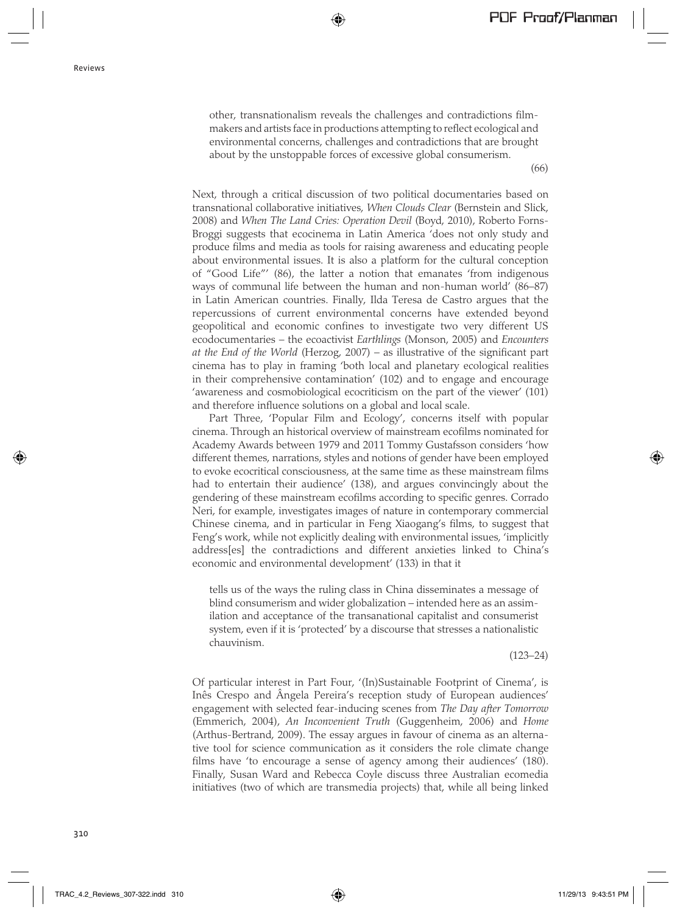other, transnationalism reveals the challenges and contradictions film-makers and artists face in productions attempting to reflect ecological and environmental concerns, challenges and contradictions that are brought about by the unstoppable forces of excessive global consumerism.

(66)

Next, through a critical discussion of two political documentaries based on transnational collaborative initiatives, *When Clouds Clear* (Bernstein and Slick, 2008) and *When The Land Cries: Operation Devil* (Boyd, 2010), Roberto Forns-Broggi suggests that ecocinema in Latin America 'does not only study and produce films and media as tools for raising awareness and educating people about environmental issues. It is also a platform for the cultural conception of "Good Life"' (86), the latter a notion that emanates 'from indigenous ways of communal life between the human and non-human world' (86–87) in Latin American countries. Finally, Ilda Teresa de Castro argues that the repercussions of current environmental concerns have extended beyond geopolitical and economic confines to investigate two very different US ecodocumentaries – the ecoactivist *Earthlings* (Monson, 2005) and *Encounters at the End of the World* (Herzog, 2007) – as illustrative of the significant part cinema has to play in framing 'both local and planetary ecological realities in their comprehensive contamination' (102) and to engage and encourage 'awareness and cosmobiological ecocriticism on the part of the viewer' (101) and therefore influence solutions on a global and local scale.

Part Three, 'Popular Film and Ecology', concerns itself with popular cinema. Through an historical overview of mainstream ecofilms nominated for Academy Awards between 1979 and 2011 Tommy Gustafsson considers 'how different themes, narrations, styles and notions of gender have been employed to evoke ecocritical consciousness, at the same time as these mainstream films had to entertain their audience' (138), and argues convincingly about the gendering of these mainstream ecofilms according to specific genres. Corrado Neri, for example, investigates images of nature in contemporary commercial Chinese cinema, and in particular in Feng Xiaogang's films, to suggest that Feng's work, while not explicitly dealing with environmental issues, 'implicitly address[es] the contradictions and different anxieties linked to China's economic and environmental development' (133) in that it

> tells us of the ways the ruling class in China disseminates a message of blind consumerism and wider globalization – intended here as an assimilation and acceptance of the transanational capitalist and consumerist system, even if it is 'protected' by a discourse that stresses a nationalistic chauvinism.
>
> (123–24)

Of particular interest in Part Four, '(In)Sustainable Footprint of Cinema', is Inês Crespo and Ângela Pereira's reception study of European audiences' engagement with selected fear-inducing scenes from *The Day after Tomorrow* (Emmerich, 2004), *An Inconvenient Truth* (Guggenheim, 2006) and *Home* (Arthus-Bertrand, 2009). The essay argues in favour of cinema as an alternative tool for science communication as it considers the role climate change films have 'to encourage a sense of agency among their audiences' (180). Finally, Susan Ward and Rebecca Coyle discuss three Australian ecomedia initiatives (two of which are transmedia projects) that, while all being linked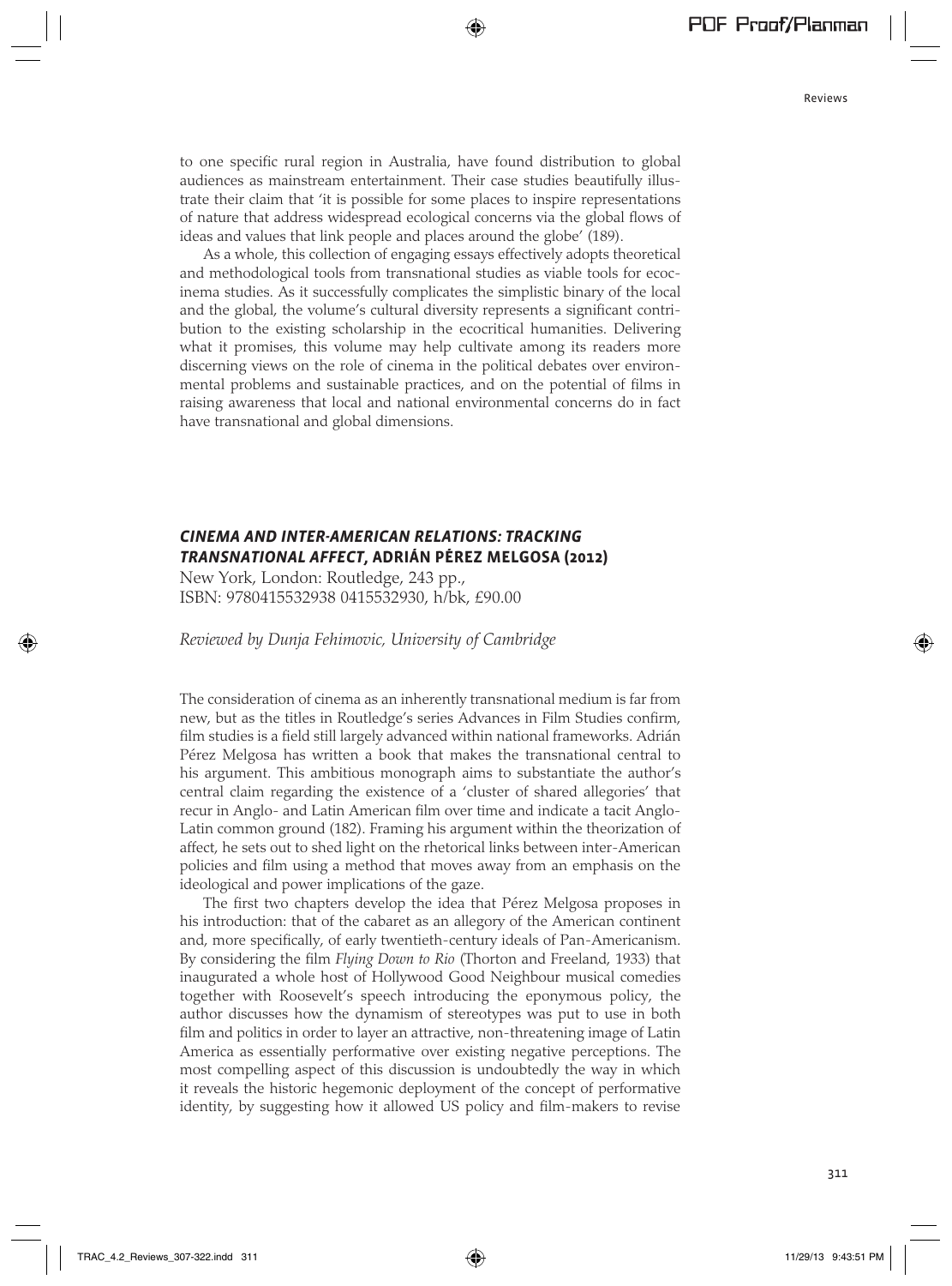to one specific rural region in Australia, have found distribution to global audiences as mainstream entertainment. Their case studies beautifully illustrate their claim that 'it is possible for some places to inspire representations of nature that address widespread ecological concerns via the global flows of ideas and values that link people and places around the globe' (189).

As a whole, this collection of engaging essays effectively adopts theoretical and methodological tools from transnational studies as viable tools for ecocinema studies. As it successfully complicates the simplistic binary of the local and the global, the volume's cultural diversity represents a significant contribution to the existing scholarship in the ecocritical humanities. Delivering what it promises, this volume may help cultivate among its readers more discerning views on the role of cinema in the political debates over environmental problems and sustainable practices, and on the potential of films in raising awareness that local and national environmental concerns do in fact have transnational and global dimensions.

## *CINEMA AND INTER-AMERICAN RELATIONS: TRACKING TRANSNATIONAL AFFECT*, ADRIÁN PÉREZ MELGOSA (2012)

New York, London: Routledge, 243 pp.,
ISBN: 9780415532938 0415532930, h/bk, £90.00

*Reviewed by Dunja Fehimovic, University of Cambridge*

The consideration of cinema as an inherently transnational medium is far from new, but as the titles in Routledge's series Advances in Film Studies confirm, film studies is a field still largely advanced within national frameworks. Adrián Pérez Melgosa has written a book that makes the transnational central to his argument. This ambitious monograph aims to substantiate the author's central claim regarding the existence of a 'cluster of shared allegories' that recur in Anglo- and Latin American film over time and indicate a tacit Anglo-Latin common ground (182). Framing his argument within the theorization of affect, he sets out to shed light on the rhetorical links between inter-American policies and film using a method that moves away from an emphasis on the ideological and power implications of the gaze.

The first two chapters develop the idea that Pérez Melgosa proposes in his introduction: that of the cabaret as an allegory of the American continent and, more specifically, of early twentieth-century ideals of Pan-Americanism. By considering the film *Flying Down to Rio* (Thorton and Freeland, 1933) that inaugurated a whole host of Hollywood Good Neighbour musical comedies together with Roosevelt's speech introducing the eponymous policy, the author discusses how the dynamism of stereotypes was put to use in both film and politics in order to layer an attractive, non-threatening image of Latin America as essentially performative over existing negative perceptions. The most compelling aspect of this discussion is undoubtedly the way in which it reveals the historic hegemonic deployment of the concept of performative identity, by suggesting how it allowed US policy and film-makers to revise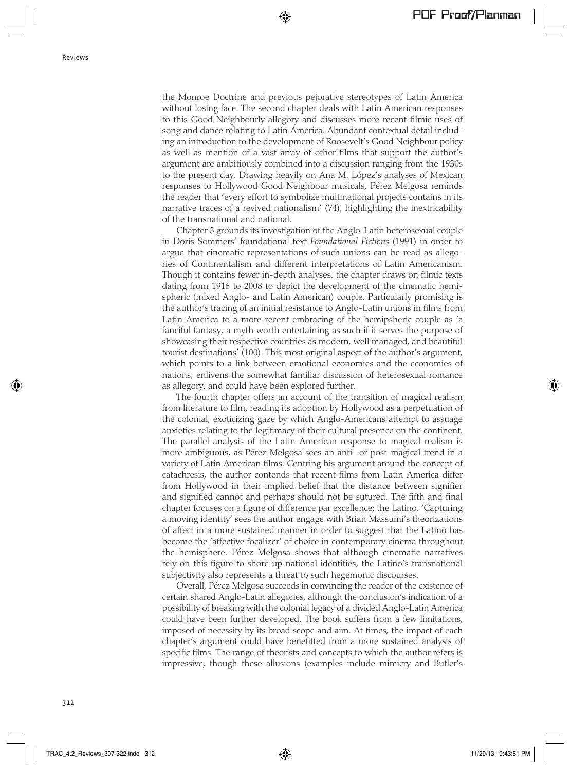the Monroe Doctrine and previous pejorative stereotypes of Latin America without losing face. The second chapter deals with Latin American responses to this Good Neighbourly allegory and discusses more recent filmic uses of song and dance relating to Latin America. Abundant contextual detail including an introduction to the development of Roosevelt's Good Neighbour policy as well as mention of a vast array of other films that support the author's argument are ambitiously combined into a discussion ranging from the 1930s to the present day. Drawing heavily on Ana M. López's analyses of Mexican responses to Hollywood Good Neighbour musicals, Pérez Melgosa reminds the reader that 'every effort to symbolize multinational projects contains in its narrative traces of a revived nationalism' (74), highlighting the inextricability of the transnational and national.

Chapter 3 grounds its investigation of the Anglo-Latin heterosexual couple in Doris Sommers' foundational text *Foundational Fictions* (1991) in order to argue that cinematic representations of such unions can be read as allegories of Continentalism and different interpretations of Latin Americanism. Though it contains fewer in-depth analyses, the chapter draws on filmic texts dating from 1916 to 2008 to depict the development of the cinematic hemispheric (mixed Anglo- and Latin American) couple. Particularly promising is the author's tracing of an initial resistance to Anglo-Latin unions in films from Latin America to a more recent embracing of the hemipsheric couple as 'a fanciful fantasy, a myth worth entertaining as such if it serves the purpose of showcasing their respective countries as modern, well managed, and beautiful tourist destinations' (100). This most original aspect of the author's argument, which points to a link between emotional economies and the economies of nations, enlivens the somewhat familiar discussion of heterosexual romance as allegory, and could have been explored further.

The fourth chapter offers an account of the transition of magical realism from literature to film, reading its adoption by Hollywood as a perpetuation of the colonial, exoticizing gaze by which Anglo-Americans attempt to assuage anxieties relating to the legitimacy of their cultural presence on the continent. The parallel analysis of the Latin American response to magical realism is more ambiguous, as Pérez Melgosa sees an anti- or post-magical trend in a variety of Latin American films. Centring his argument around the concept of catachresis, the author contends that recent films from Latin America differ from Hollywood in their implied belief that the distance between signifier and signified cannot and perhaps should not be sutured. The fifth and final chapter focuses on a figure of difference par excellence: the Latino. 'Capturing a moving identity' sees the author engage with Brian Massumi's theorizations of affect in a more sustained manner in order to suggest that the Latino has become the 'affective focalizer' of choice in contemporary cinema throughout the hemisphere. Pérez Melgosa shows that although cinematic narratives rely on this figure to shore up national identities, the Latino's transnational subjectivity also represents a threat to such hegemonic discourses.

Overall, Pérez Melgosa succeeds in convincing the reader of the existence of certain shared Anglo-Latin allegories, although the conclusion's indication of a possibility of breaking with the colonial legacy of a divided Anglo-Latin America could have been further developed. The book suffers from a few limitations, imposed of necessity by its broad scope and aim. At times, the impact of each chapter's argument could have benefitted from a more sustained analysis of specific films. The range of theorists and concepts to which the author refers is impressive, though these allusions (examples include mimicry and Butler's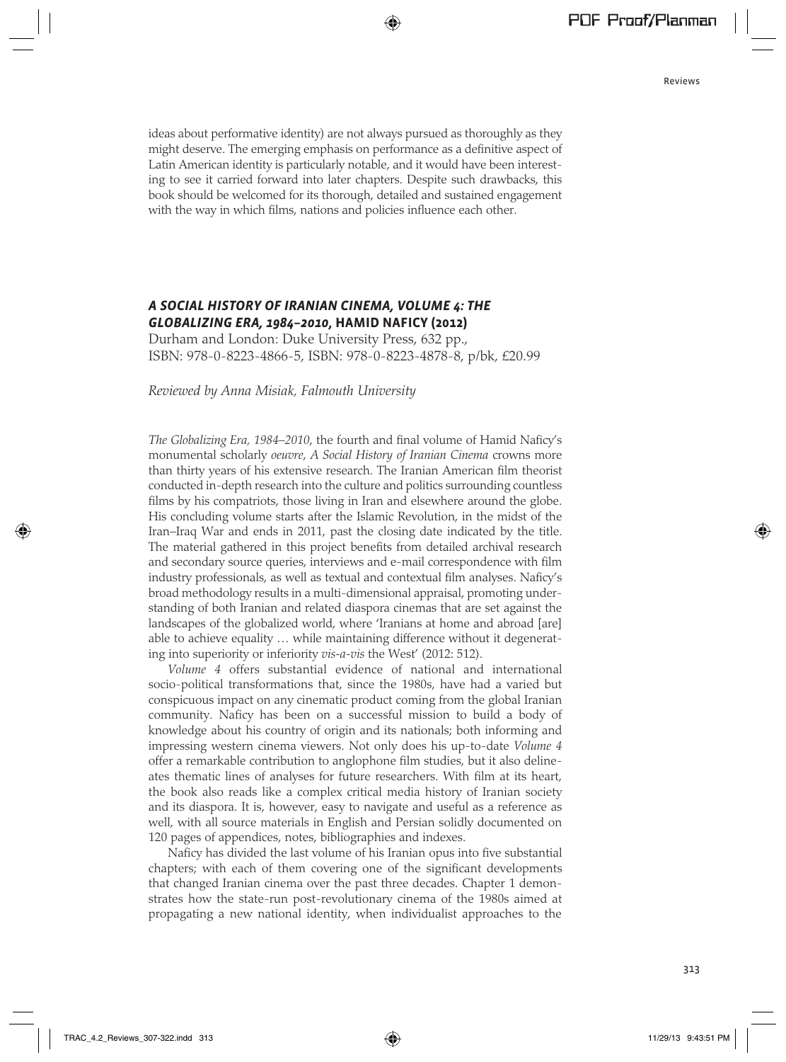ideas about performative identity) are not always pursued as thoroughly as they might deserve. The emerging emphasis on performance as a definitive aspect of Latin American identity is particularly notable, and it would have been interesting to see it carried forward into later chapters. Despite such drawbacks, this book should be welcomed for its thorough, detailed and sustained engagement with the way in which films, nations and policies influence each other.

## *A SOCIAL HISTORY OF IRANIAN CINEMA, VOLUME 4: THE GLOBALIZING ERA, 1984–2010*, HAMID NAFICY (2012)

Durham and London: Duke University Press, 632 pp., ISBN: 978-0-8223-4866-5, ISBN: 978-0-8223-4878-8, p/bk, £20.99

*Reviewed by Anna Misiak, Falmouth University*

*The Globalizing Era, 1984–2010*, the fourth and final volume of Hamid Naficy's monumental scholarly *oeuvre*, *A Social History of Iranian Cinema* crowns more than thirty years of his extensive research. The Iranian American film theorist conducted in-depth research into the culture and politics surrounding countless films by his compatriots, those living in Iran and elsewhere around the globe. His concluding volume starts after the Islamic Revolution, in the midst of the Iran–Iraq War and ends in 2011, past the closing date indicated by the title. The material gathered in this project benefits from detailed archival research and secondary source queries, interviews and e-mail correspondence with film industry professionals, as well as textual and contextual film analyses. Naficy's broad methodology results in a multi-dimensional appraisal, promoting understanding of both Iranian and related diaspora cinemas that are set against the landscapes of the globalized world, where 'Iranians at home and abroad [are] able to achieve equality … while maintaining difference without it degenerating into superiority or inferiority *vis-a-vis* the West' (2012: 512).

*Volume 4* offers substantial evidence of national and international socio-political transformations that, since the 1980s, have had a varied but conspicuous impact on any cinematic product coming from the global Iranian community. Naficy has been on a successful mission to build a body of knowledge about his country of origin and its nationals; both informing and impressing western cinema viewers. Not only does his up-to-date *Volume 4* offer a remarkable contribution to anglophone film studies, but it also delineates thematic lines of analyses for future researchers. With film at its heart, the book also reads like a complex critical media history of Iranian society and its diaspora. It is, however, easy to navigate and useful as a reference as well, with all source materials in English and Persian solidly documented on 120 pages of appendices, notes, bibliographies and indexes.

Naficy has divided the last volume of his Iranian opus into five substantial chapters; with each of them covering one of the significant developments that changed Iranian cinema over the past three decades. Chapter 1 demonstrates how the state-run post-revolutionary cinema of the 1980s aimed at propagating a new national identity, when individualist approaches to the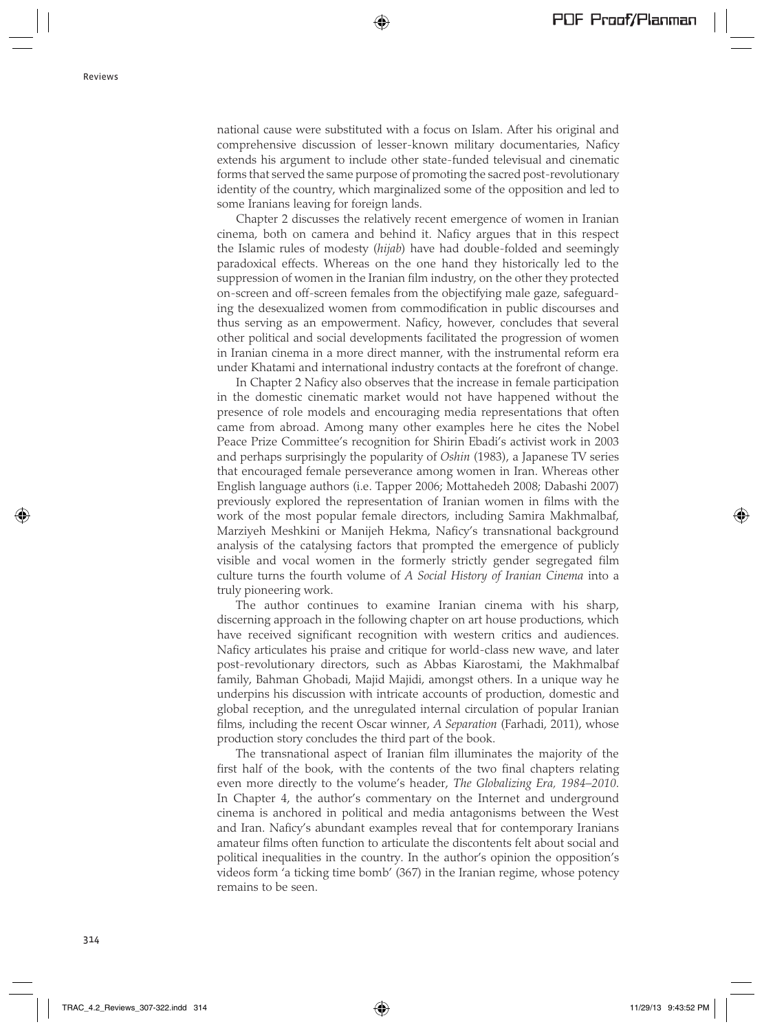national cause were substituted with a focus on Islam. After his original and comprehensive discussion of lesser-known military documentaries, Naficy extends his argument to include other state-funded televisual and cinematic forms that served the same purpose of promoting the sacred post-revolutionary identity of the country, which marginalized some of the opposition and led to some Iranians leaving for foreign lands.

Chapter 2 discusses the relatively recent emergence of women in Iranian cinema, both on camera and behind it. Naficy argues that in this respect the Islamic rules of modesty (*hijab*) have had double-folded and seemingly paradoxical effects. Whereas on the one hand they historically led to the suppression of women in the Iranian film industry, on the other they protected on-screen and off-screen females from the objectifying male gaze, safeguarding the desexualized women from commodification in public discourses and thus serving as an empowerment. Naficy, however, concludes that several other political and social developments facilitated the progression of women in Iranian cinema in a more direct manner, with the instrumental reform era under Khatami and international industry contacts at the forefront of change.

In Chapter 2 Naficy also observes that the increase in female participation in the domestic cinematic market would not have happened without the presence of role models and encouraging media representations that often came from abroad. Among many other examples here he cites the Nobel Peace Prize Committee's recognition for Shirin Ebadi's activist work in 2003 and perhaps surprisingly the popularity of *Oshin* (1983), a Japanese TV series that encouraged female perseverance among women in Iran. Whereas other English language authors (i.e. Tapper 2006; Mottahedeh 2008; Dabashi 2007) previously explored the representation of Iranian women in films with the work of the most popular female directors, including Samira Makhmalbaf, Marziyeh Meshkini or Manijeh Hekma, Naficy's transnational background analysis of the catalysing factors that prompted the emergence of publicly visible and vocal women in the formerly strictly gender segregated film culture turns the fourth volume of *A Social History of Iranian Cinema* into a truly pioneering work.

The author continues to examine Iranian cinema with his sharp, discerning approach in the following chapter on art house productions, which have received significant recognition with western critics and audiences. Naficy articulates his praise and critique for world-class new wave, and later post-revolutionary directors, such as Abbas Kiarostami, the Makhmalbaf family, Bahman Ghobadi, Majid Majidi, amongst others. In a unique way he underpins his discussion with intricate accounts of production, domestic and global reception, and the unregulated internal circulation of popular Iranian films, including the recent Oscar winner, *A Separation* (Farhadi, 2011), whose production story concludes the third part of the book.

The transnational aspect of Iranian film illuminates the majority of the first half of the book, with the contents of the two final chapters relating even more directly to the volume's header, *The Globalizing Era, 1984–2010*. In Chapter 4, the author's commentary on the Internet and underground cinema is anchored in political and media antagonisms between the West and Iran. Naficy's abundant examples reveal that for contemporary Iranians amateur films often function to articulate the discontents felt about social and political inequalities in the country. In the author's opinion the opposition's videos form 'a ticking time bomb' (367) in the Iranian regime, whose potency remains to be seen.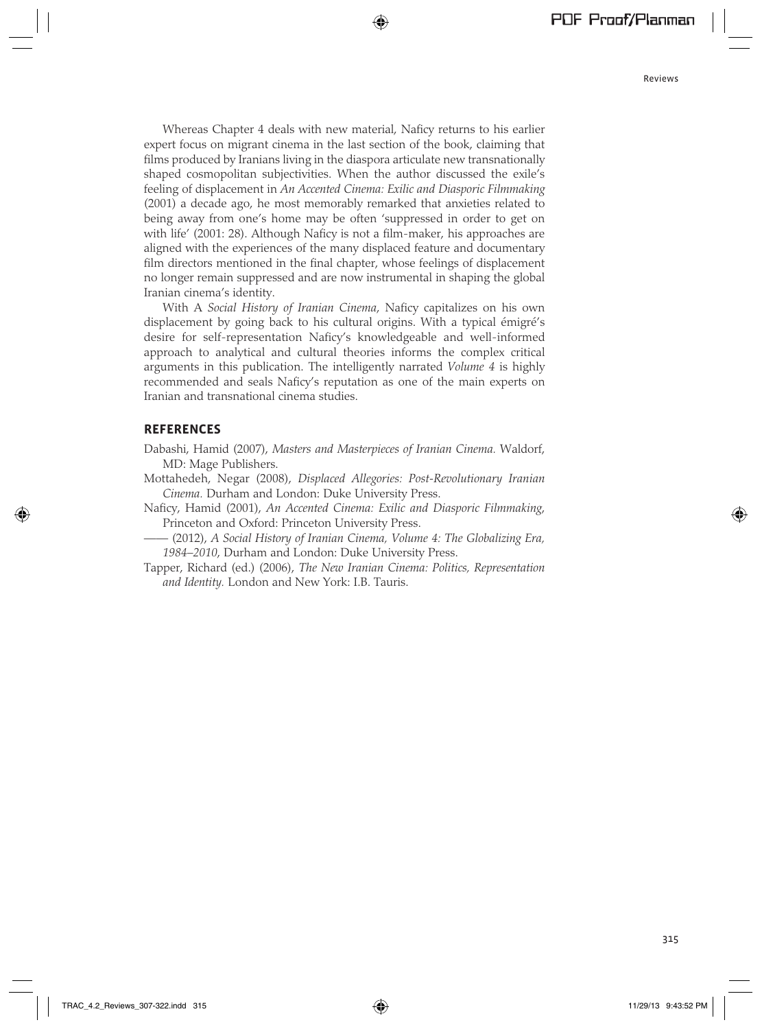Whereas Chapter 4 deals with new material, Naficy returns to his earlier expert focus on migrant cinema in the last section of the book, claiming that films produced by Iranians living in the diaspora articulate new transnationally shaped cosmopolitan subjectivities. When the author discussed the exile's feeling of displacement in *An Accented Cinema: Exilic and Diasporic Filmmaking* (2001) a decade ago, he most memorably remarked that anxieties related to being away from one's home may be often 'suppressed in order to get on with life' (2001: 28). Although Naficy is not a film-maker, his approaches are aligned with the experiences of the many displaced feature and documentary film directors mentioned in the final chapter, whose feelings of displacement no longer remain suppressed and are now instrumental in shaping the global Iranian cinema's identity.

With A *Social History of Iranian Cinema*, Naficy capitalizes on his own displacement by going back to his cultural origins. With a typical émigré's desire for self-representation Naficy's knowledgeable and well-informed approach to analytical and cultural theories informs the complex critical arguments in this publication. The intelligently narrated *Volume 4* is highly recommended and seals Naficy's reputation as one of the main experts on Iranian and transnational cinema studies.

## REFERENCES

Dabashi, Hamid (2007), *Masters and Masterpieces of Iranian Cinema.* Waldorf, MD: Mage Publishers.

Mottahedeh, Negar (2008), *Displaced Allegories: Post-Revolutionary Iranian Cinema.* Durham and London: Duke University Press.

Naficy, Hamid (2001), *An Accented Cinema: Exilic and Diasporic Filmmaking*, Princeton and Oxford: Princeton University Press.

—— (2012), *A Social History of Iranian Cinema, Volume 4: The Globalizing Era, 1984–2010*, Durham and London: Duke University Press.

Tapper, Richard (ed.) (2006), *The New Iranian Cinema: Politics, Representation and Identity.* London and New York: I.B. Tauris.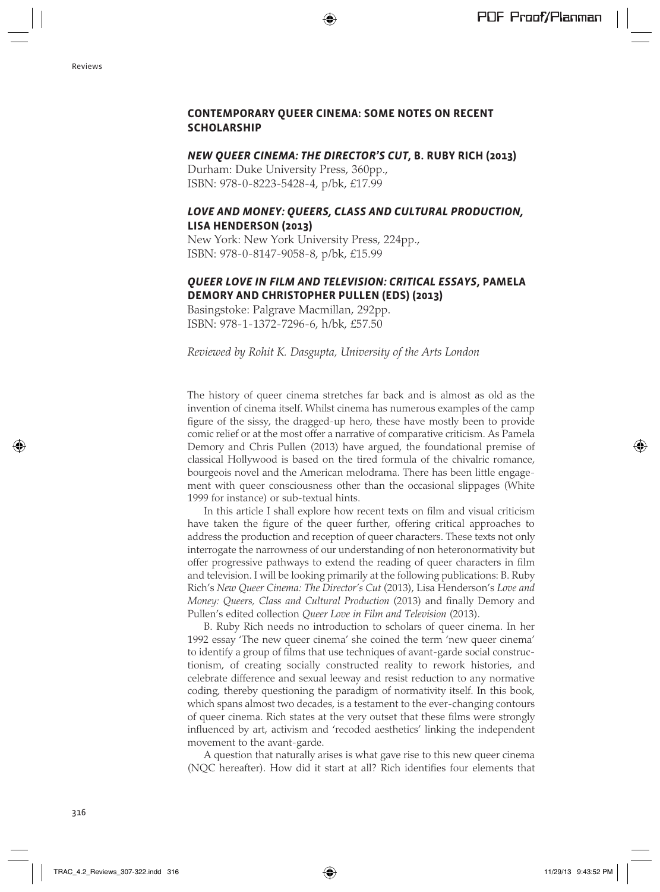## CONTEMPORARY QUEER CINEMA: SOME NOTES ON RECENT SCHOLARSHIP

### *NEW QUEER CINEMA: THE DIRECTOR'S CUT*, B. RUBY RICH (2013)

Durham: Duke University Press, 360pp.,
ISBN: 978-0-8223-5428-4, p/bk, £17.99

### *LOVE AND MONEY: QUEERS, CLASS AND CULTURAL PRODUCTION*, LISA HENDERSON (2013)

New York: New York University Press, 224pp.,
ISBN: 978-0-8147-9058-8, p/bk, £15.99

### *QUEER LOVE IN FILM AND TELEVISION: CRITICAL ESSAYS*, PAMELA DEMORY AND CHRISTOPHER PULLEN (EDS) (2013)

Basingstoke: Palgrave Macmillan, 292pp.
ISBN: 978-1-1372-7296-6, h/bk, £57.50

*Reviewed by Rohit K. Dasgupta, University of the Arts London*

The history of queer cinema stretches far back and is almost as old as the invention of cinema itself. Whilst cinema has numerous examples of the camp figure of the sissy, the dragged-up hero, these have mostly been to provide comic relief or at the most offer a narrative of comparative criticism. As Pamela Demory and Chris Pullen (2013) have argued, the foundational premise of classical Hollywood is based on the tired formula of the chivalric romance, bourgeois novel and the American melodrama. There has been little engagement with queer consciousness other than the occasional slippages (White 1999 for instance) or sub-textual hints.

In this article I shall explore how recent texts on film and visual criticism have taken the figure of the queer further, offering critical approaches to address the production and reception of queer characters. These texts not only interrogate the narrowness of our understanding of non heteronormativity but offer progressive pathways to extend the reading of queer characters in film and television. I will be looking primarily at the following publications: B. Ruby Rich's *New Queer Cinema: The Director's Cut* (2013), Lisa Henderson's *Love and Money: Queers, Class and Cultural Production* (2013) and finally Demory and Pullen's edited collection *Queer Love in Film and Television* (2013).

B. Ruby Rich needs no introduction to scholars of queer cinema. In her 1992 essay 'The new queer cinema' she coined the term 'new queer cinema' to identify a group of films that use techniques of avant-garde social constructionism, of creating socially constructed reality to rework histories, and celebrate difference and sexual leeway and resist reduction to any normative coding, thereby questioning the paradigm of normativity itself. In this book, which spans almost two decades, is a testament to the ever-changing contours of queer cinema. Rich states at the very outset that these films were strongly influenced by art, activism and 'recoded aesthetics' linking the independent movement to the avant-garde.

A question that naturally arises is what gave rise to this new queer cinema (NQC hereafter). How did it start at all? Rich identifies four elements that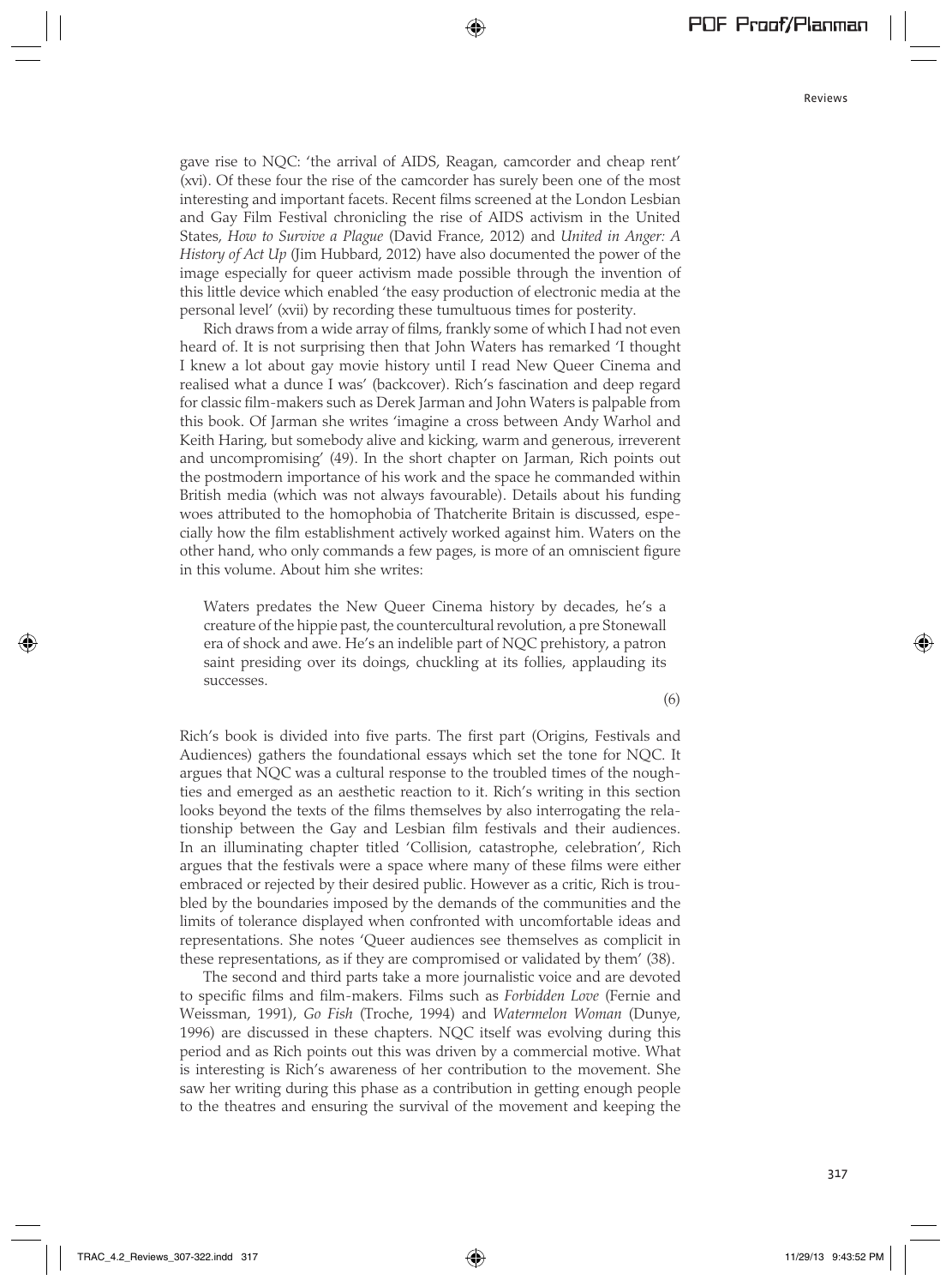gave rise to NQC: 'the arrival of AIDS, Reagan, camcorder and cheap rent' (xvi). Of these four the rise of the camcorder has surely been one of the most interesting and important facets. Recent films screened at the London Lesbian and Gay Film Festival chronicling the rise of AIDS activism in the United States, *How to Survive a Plague* (David France, 2012) and *United in Anger: A History of Act Up* (Jim Hubbard, 2012) have also documented the power of the image especially for queer activism made possible through the invention of this little device which enabled 'the easy production of electronic media at the personal level' (xvii) by recording these tumultuous times for posterity.

Rich draws from a wide array of films, frankly some of which I had not even heard of. It is not surprising then that John Waters has remarked 'I thought I knew a lot about gay movie history until I read New Queer Cinema and realised what a dunce I was' (backcover). Rich's fascination and deep regard for classic film-makers such as Derek Jarman and John Waters is palpable from this book. Of Jarman she writes 'imagine a cross between Andy Warhol and Keith Haring, but somebody alive and kicking, warm and generous, irreverent and uncompromising' (49). In the short chapter on Jarman, Rich points out the postmodern importance of his work and the space he commanded within British media (which was not always favourable). Details about his funding woes attributed to the homophobia of Thatcherite Britain is discussed, especially how the film establishment actively worked against him. Waters on the other hand, who only commands a few pages, is more of an omniscient figure in this volume. About him she writes:

> Waters predates the New Queer Cinema history by decades, he's a creature of the hippie past, the countercultural revolution, a pre Stonewall era of shock and awe. He's an indelible part of NQC prehistory, a patron saint presiding over its doings, chuckling at its follies, applauding its successes.
>
> (6)

Rich's book is divided into five parts. The first part (Origins, Festivals and Audiences) gathers the foundational essays which set the tone for NQC. It argues that NQC was a cultural response to the troubled times of the noughties and emerged as an aesthetic reaction to it. Rich's writing in this section looks beyond the texts of the films themselves by also interrogating the relationship between the Gay and Lesbian film festivals and their audiences. In an illuminating chapter titled 'Collision, catastrophe, celebration', Rich argues that the festivals were a space where many of these films were either embraced or rejected by their desired public. However as a critic, Rich is troubled by the boundaries imposed by the demands of the communities and the limits of tolerance displayed when confronted with uncomfortable ideas and representations. She notes 'Queer audiences see themselves as complicit in these representations, as if they are compromised or validated by them' (38).

The second and third parts take a more journalistic voice and are devoted to specific films and film-makers. Films such as *Forbidden Love* (Fernie and Weissman, 1991), *Go Fish* (Troche, 1994) and *Watermelon Woman* (Dunye, 1996) are discussed in these chapters. NQC itself was evolving during this period and as Rich points out this was driven by a commercial motive. What is interesting is Rich's awareness of her contribution to the movement. She saw her writing during this phase as a contribution in getting enough people to the theatres and ensuring the survival of the movement and keeping the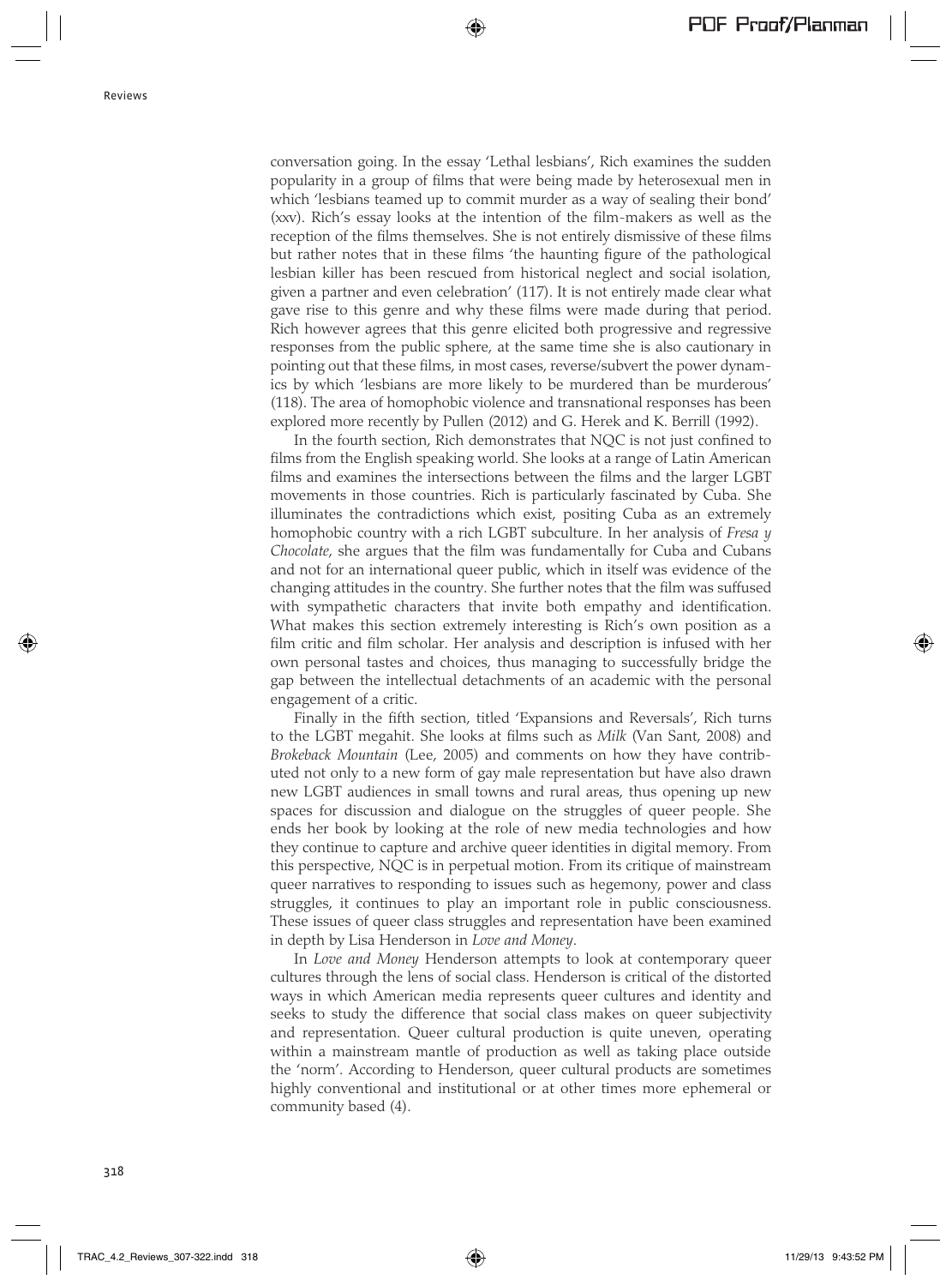conversation going. In the essay 'Lethal lesbians', Rich examines the sudden popularity in a group of films that were being made by heterosexual men in which 'lesbians teamed up to commit murder as a way of sealing their bond' (xxv). Rich's essay looks at the intention of the film-makers as well as the reception of the films themselves. She is not entirely dismissive of these films but rather notes that in these films 'the haunting figure of the pathological lesbian killer has been rescued from historical neglect and social isolation, given a partner and even celebration' (117). It is not entirely made clear what gave rise to this genre and why these films were made during that period. Rich however agrees that this genre elicited both progressive and regressive responses from the public sphere, at the same time she is also cautionary in pointing out that these films, in most cases, reverse/subvert the power dynamics by which 'lesbians are more likely to be murdered than be murderous' (118). The area of homophobic violence and transnational responses has been explored more recently by Pullen (2012) and G. Herek and K. Berrill (1992).

In the fourth section, Rich demonstrates that NQC is not just confined to films from the English speaking world. She looks at a range of Latin American films and examines the intersections between the films and the larger LGBT movements in those countries. Rich is particularly fascinated by Cuba. She illuminates the contradictions which exist, positing Cuba as an extremely homophobic country with a rich LGBT subculture. In her analysis of *Fresa y Chocolate*, she argues that the film was fundamentally for Cuba and Cubans and not for an international queer public, which in itself was evidence of the changing attitudes in the country. She further notes that the film was suffused with sympathetic characters that invite both empathy and identification. What makes this section extremely interesting is Rich's own position as a film critic and film scholar. Her analysis and description is infused with her own personal tastes and choices, thus managing to successfully bridge the gap between the intellectual detachments of an academic with the personal engagement of a critic.

Finally in the fifth section, titled 'Expansions and Reversals', Rich turns to the LGBT megahit. She looks at films such as *Milk* (Van Sant, 2008) and *Brokeback Mountain* (Lee, 2005) and comments on how they have contributed not only to a new form of gay male representation but have also drawn new LGBT audiences in small towns and rural areas, thus opening up new spaces for discussion and dialogue on the struggles of queer people. She ends her book by looking at the role of new media technologies and how they continue to capture and archive queer identities in digital memory. From this perspective, NQC is in perpetual motion. From its critique of mainstream queer narratives to responding to issues such as hegemony, power and class struggles, it continues to play an important role in public consciousness. These issues of queer class struggles and representation have been examined in depth by Lisa Henderson in *Love and Money*.

In *Love and Money* Henderson attempts to look at contemporary queer cultures through the lens of social class. Henderson is critical of the distorted ways in which American media represents queer cultures and identity and seeks to study the difference that social class makes on queer subjectivity and representation. Queer cultural production is quite uneven, operating within a mainstream mantle of production as well as taking place outside the 'norm'. According to Henderson, queer cultural products are sometimes highly conventional and institutional or at other times more ephemeral or community based (4).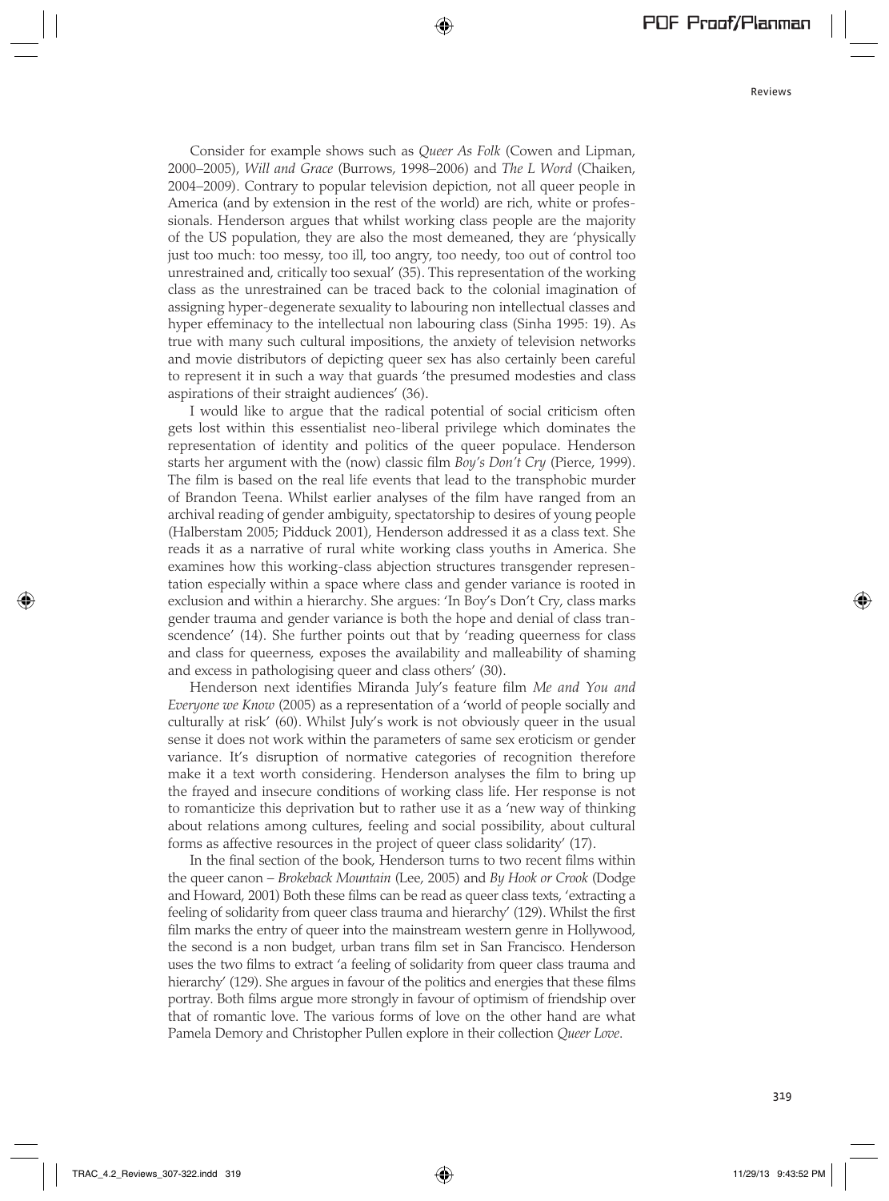Consider for example shows such as *Queer As Folk* (Cowen and Lipman, 2000–2005), *Will and Grace* (Burrows, 1998–2006) and *The L Word* (Chaiken, 2004–2009). Contrary to popular television depiction, not all queer people in America (and by extension in the rest of the world) are rich, white or professionals. Henderson argues that whilst working class people are the majority of the US population, they are also the most demeaned, they are 'physically just too much: too messy, too ill, too angry, too needy, too out of control too unrestrained and, critically too sexual' (35). This representation of the working class as the unrestrained can be traced back to the colonial imagination of assigning hyper-degenerate sexuality to labouring non intellectual classes and hyper effeminacy to the intellectual non labouring class (Sinha 1995: 19). As true with many such cultural impositions, the anxiety of television networks and movie distributors of depicting queer sex has also certainly been careful to represent it in such a way that guards 'the presumed modesties and class aspirations of their straight audiences' (36).

I would like to argue that the radical potential of social criticism often gets lost within this essentialist neo-liberal privilege which dominates the representation of identity and politics of the queer populace. Henderson starts her argument with the (now) classic film *Boy's Don't Cry* (Pierce, 1999). The film is based on the real life events that lead to the transphobic murder of Brandon Teena. Whilst earlier analyses of the film have ranged from an archival reading of gender ambiguity, spectatorship to desires of young people (Halberstam 2005; Pidduck 2001), Henderson addressed it as a class text. She reads it as a narrative of rural white working class youths in America. She examines how this working-class abjection structures transgender representation especially within a space where class and gender variance is rooted in exclusion and within a hierarchy. She argues: 'In Boy's Don't Cry, class marks gender trauma and gender variance is both the hope and denial of class transcendence' (14). She further points out that by 'reading queerness for class and class for queerness, exposes the availability and malleability of shaming and excess in pathologising queer and class others' (30).

Henderson next identifies Miranda July's feature film *Me and You and Everyone we Know* (2005) as a representation of a 'world of people socially and culturally at risk' (60). Whilst July's work is not obviously queer in the usual sense it does not work within the parameters of same sex eroticism or gender variance. It's disruption of normative categories of recognition therefore make it a text worth considering. Henderson analyses the film to bring up the frayed and insecure conditions of working class life. Her response is not to romanticize this deprivation but to rather use it as a 'new way of thinking about relations among cultures, feeling and social possibility, about cultural forms as affective resources in the project of queer class solidarity' (17).

In the final section of the book, Henderson turns to two recent films within the queer canon – *Brokeback Mountain* (Lee, 2005) and *By Hook or Crook* (Dodge and Howard, 2001) Both these films can be read as queer class texts, 'extracting a feeling of solidarity from queer class trauma and hierarchy' (129). Whilst the first film marks the entry of queer into the mainstream western genre in Hollywood, the second is a non budget, urban trans film set in San Francisco. Henderson uses the two films to extract 'a feeling of solidarity from queer class trauma and hierarchy' (129). She argues in favour of the politics and energies that these films portray. Both films argue more strongly in favour of optimism of friendship over that of romantic love. The various forms of love on the other hand are what Pamela Demory and Christopher Pullen explore in their collection *Queer Love*.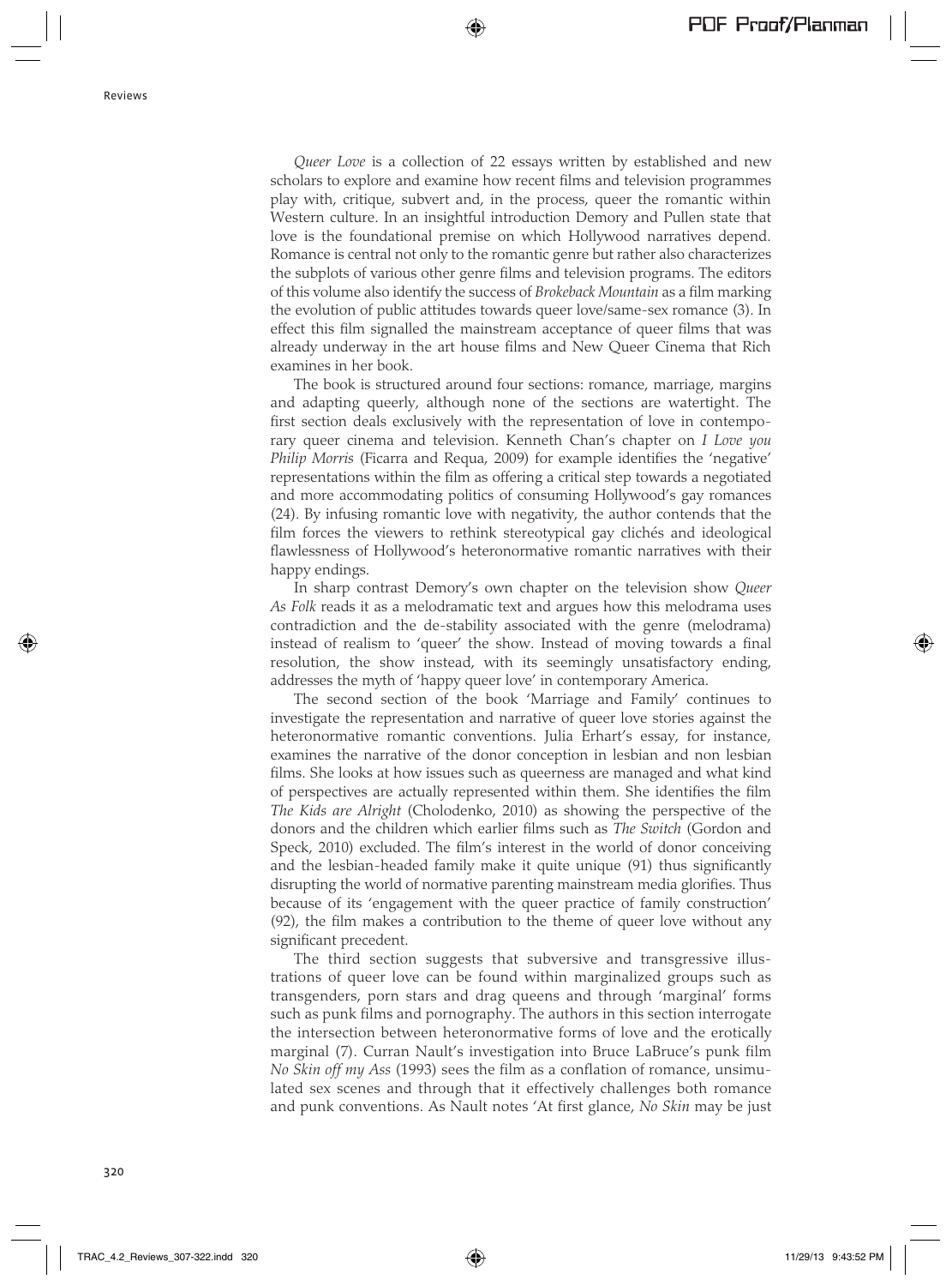*Queer Love* is a collection of 22 essays written by established and new scholars to explore and examine how recent films and television programmes play with, critique, subvert and, in the process, queer the romantic within Western culture. In an insightful introduction Demory and Pullen state that love is the foundational premise on which Hollywood narratives depend. Romance is central not only to the romantic genre but rather also characterizes the subplots of various other genre films and television programs. The editors of this volume also identify the success of *Brokeback Mountain* as a film marking the evolution of public attitudes towards queer love/same-sex romance (3). In effect this film signalled the mainstream acceptance of queer films that was already underway in the art house films and New Queer Cinema that Rich examines in her book.

The book is structured around four sections: romance, marriage, margins and adapting queerly, although none of the sections are watertight. The first section deals exclusively with the representation of love in contemporary queer cinema and television. Kenneth Chan's chapter on *I Love you Philip Morris* (Ficarra and Requa, 2009) for example identifies the 'negative' representations within the film as offering a critical step towards a negotiated and more accommodating politics of consuming Hollywood's gay romances (24). By infusing romantic love with negativity, the author contends that the film forces the viewers to rethink stereotypical gay clichés and ideological flawlessness of Hollywood's heteronormative romantic narratives with their happy endings.

In sharp contrast Demory's own chapter on the television show *Queer As Folk* reads it as a melodramatic text and argues how this melodrama uses contradiction and the de-stability associated with the genre (melodrama) instead of realism to 'queer' the show. Instead of moving towards a final resolution, the show instead, with its seemingly unsatisfactory ending, addresses the myth of 'happy queer love' in contemporary America.

The second section of the book 'Marriage and Family' continues to investigate the representation and narrative of queer love stories against the heteronormative romantic conventions. Julia Erhart's essay, for instance, examines the narrative of the donor conception in lesbian and non lesbian films. She looks at how issues such as queerness are managed and what kind of perspectives are actually represented within them. She identifies the film *The Kids are Alright* (Cholodenko, 2010) as showing the perspective of the donors and the children which earlier films such as *The Switch* (Gordon and Speck, 2010) excluded. The film's interest in the world of donor conceiving and the lesbian-headed family make it quite unique (91) thus significantly disrupting the world of normative parenting mainstream media glorifies. Thus because of its 'engagement with the queer practice of family construction' (92), the film makes a contribution to the theme of queer love without any significant precedent.

The third section suggests that subversive and transgressive illustrations of queer love can be found within marginalized groups such as transgenders, porn stars and drag queens and through 'marginal' forms such as punk films and pornography. The authors in this section interrogate the intersection between heteronormative forms of love and the erotically marginal (7). Curran Nault's investigation into Bruce LaBruce's punk film *No Skin off my Ass* (1993) sees the film as a conflation of romance, unsimulated sex scenes and through that it effectively challenges both romance and punk conventions. As Nault notes 'At first glance, *No Skin* may be just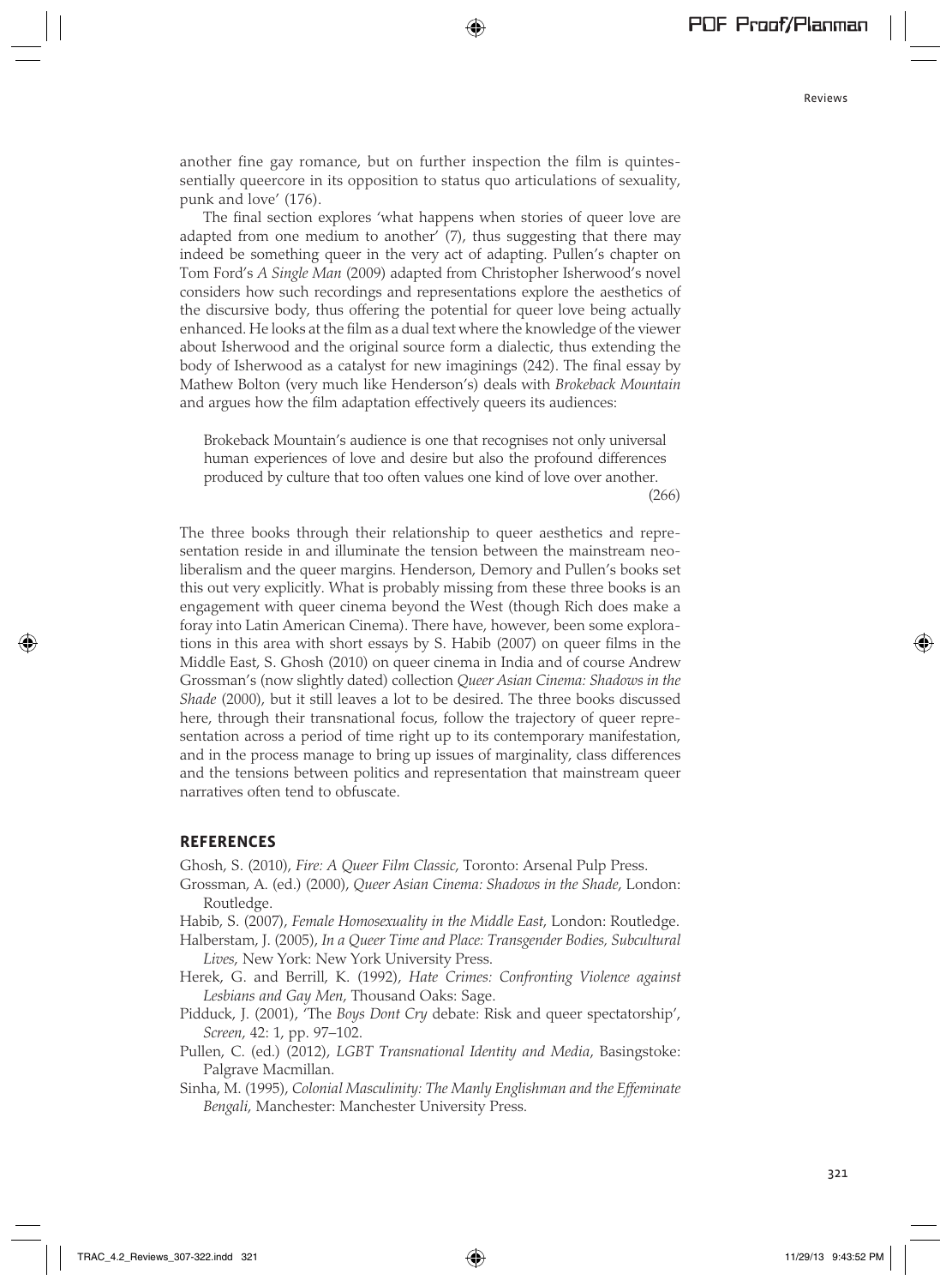another fine gay romance, but on further inspection the film is quintessentially queercore in its opposition to status quo articulations of sexuality, punk and love' (176).

The final section explores 'what happens when stories of queer love are adapted from one medium to another' (7), thus suggesting that there may indeed be something queer in the very act of adapting. Pullen's chapter on Tom Ford's *A Single Man* (2009) adapted from Christopher Isherwood's novel considers how such recordings and representations explore the aesthetics of the discursive body, thus offering the potential for queer love being actually enhanced. He looks at the film as a dual text where the knowledge of the viewer about Isherwood and the original source form a dialectic, thus extending the body of Isherwood as a catalyst for new imaginings (242). The final essay by Mathew Bolton (very much like Henderson's) deals with *Brokeback Mountain* and argues how the film adaptation effectively queers its audiences:

> Brokeback Mountain's audience is one that recognises not only universal human experiences of love and desire but also the profound differences produced by culture that too often values one kind of love over another.
> (266)

The three books through their relationship to queer aesthetics and representation reside in and illuminate the tension between the mainstream neoliberalism and the queer margins. Henderson, Demory and Pullen's books set this out very explicitly. What is probably missing from these three books is an engagement with queer cinema beyond the West (though Rich does make a foray into Latin American Cinema). There have, however, been some explorations in this area with short essays by S. Habib (2007) on queer films in the Middle East, S. Ghosh (2010) on queer cinema in India and of course Andrew Grossman's (now slightly dated) collection *Queer Asian Cinema: Shadows in the Shade* (2000), but it still leaves a lot to be desired. The three books discussed here, through their transnational focus, follow the trajectory of queer representation across a period of time right up to its contemporary manifestation, and in the process manage to bring up issues of marginality, class differences and the tensions between politics and representation that mainstream queer narratives often tend to obfuscate.

## REFERENCES

Ghosh, S. (2010), *Fire: A Queer Film Classic*, Toronto: Arsenal Pulp Press.

Grossman, A. (ed.) (2000), *Queer Asian Cinema: Shadows in the Shade*, London: Routledge.

Habib, S. (2007), *Female Homosexuality in the Middle East*, London: Routledge.

Halberstam, J. (2005), *In a Queer Time and Place: Transgender Bodies, Subcultural Lives*, New York: New York University Press.

Herek, G. and Berrill, K. (1992), *Hate Crimes: Confronting Violence against Lesbians and Gay Men*, Thousand Oaks: Sage.

Pidduck, J. (2001), 'The *Boys Dont Cry* debate: Risk and queer spectatorship', *Screen*, 42: 1, pp. 97–102.

Pullen, C. (ed.) (2012), *LGBT Transnational Identity and Media*, Basingstoke: Palgrave Macmillan.

Sinha, M. (1995), *Colonial Masculinity: The Manly Englishman and the Effeminate Bengali*, Manchester: Manchester University Press.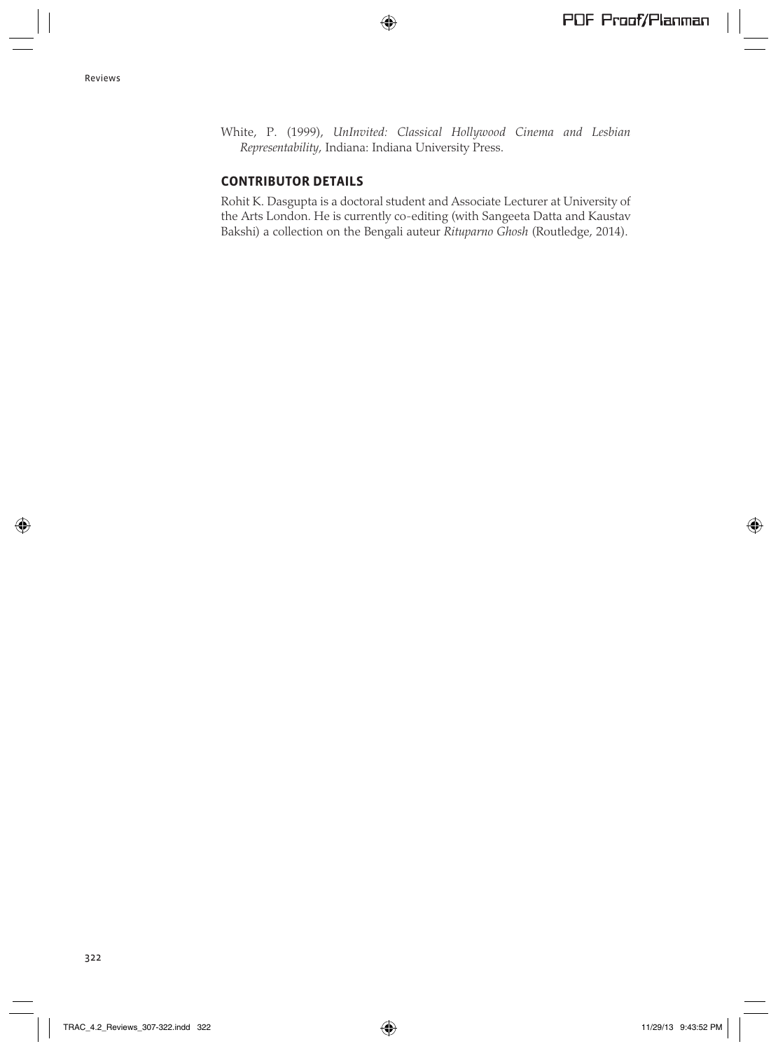White, P. (1999), *UnInvited: Classical Hollywood Cinema and Lesbian Representability*, Indiana: Indiana University Press.

## CONTRIBUTOR DETAILS

Rohit K. Dasgupta is a doctoral student and Associate Lecturer at University of the Arts London. He is currently co-editing (with Sangeeta Datta and Kaustav Bakshi) a collection on the Bengali auteur *Rituparno Ghosh* (Routledge, 2014).